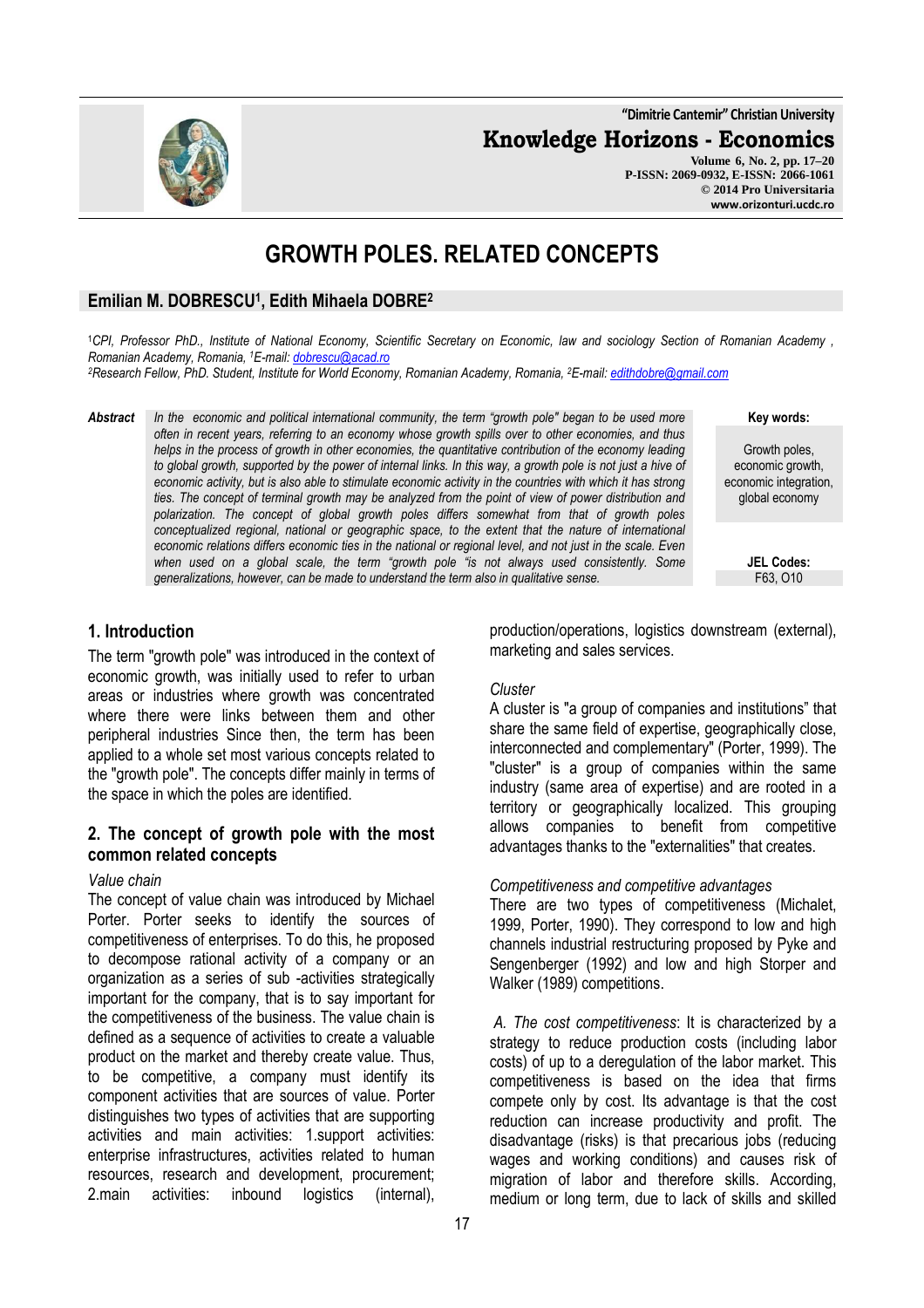# GROWTH POLES. RELATED CONCEPTS

**Emilian M. DOBRESCU[1], Edith Mihaela DOBRE[2]**

[1]CPI, Professor PhD., Institute of National Economy, Scientific Secretary on Economic, law and sociology Section of Romanian Academy , Romanian Academy, Romania, [1]E-mail: dobrescu@acad.ro

[2]Research Fellow, PhD. Student, Institute for World Economy, Romanian Academy, Romania, [2]E-mail: edithdobre@gmail.com

***Abstract*** *In the economic and political international community, the term "growth pole" began to be used more often in recent years, referring to an economy whose growth spills over to other economies, and thus helps in the process of growth in other economies, the quantitative contribution of the economy leading to global growth, supported by the power of internal links. In this way, a growth pole is not just a hive of economic activity, but is also able to stimulate economic activity in the countries with which it has strong ties. The concept of terminal growth may be analyzed from the point of view of power distribution and polarization. The concept of global growth poles differs somewhat from that of growth poles conceptualized regional, national or geographic space, to the extent that the nature of international economic relations differs economic ties in the national or regional level, and not just in the scale. Even when used on a global scale, the term "growth pole "is not always used consistently. Some generalizations, however, can be made to understand the term also in qualitative sense.*

**Key words:** Growth poles, economic growth, economic integration, global economy

**JEL Codes:** F63, O10

## 1. Introduction

The term "growth pole" was introduced in the context of economic growth, was initially used to refer to urban areas or industries where growth was concentrated where there were links between them and other peripheral industries Since then, the term has been applied to a whole set most various concepts related to the "growth pole". The concepts differ mainly in terms of the space in which the poles are identified.

## 2. The concept of growth pole with the most common related concepts

*Value chain*

The concept of value chain was introduced by Michael Porter. Porter seeks to identify the sources of competitiveness of enterprises. To do this, he proposed to decompose rational activity of a company or an organization as a series of sub -activities strategically important for the company, that is to say important for the competitiveness of the business. The value chain is defined as a sequence of activities to create a valuable product on the market and thereby create value. Thus, to be competitive, a company must identify its component activities that are sources of value. Porter distinguishes two types of activities that are supporting activities and main activities: 1.support activities: enterprise infrastructures, activities related to human resources, research and development, procurement; 2.main activities: inbound logistics (internal), production/operations, logistics downstream (external), marketing and sales services.

*Cluster*

A cluster is "a group of companies and institutions" that share the same field of expertise, geographically close, interconnected and complementary" (Porter, 1999). The "cluster" is a group of companies within the same industry (same area of expertise) and are rooted in a territory or geographically localized. This grouping allows companies to benefit from competitive advantages thanks to the "externalities" that creates.

*Competitiveness and competitive advantages*

There are two types of competitiveness (Michalet, 1999, Porter, 1990). They correspond to low and high channels industrial restructuring proposed by Pyke and Sengenberger (1992) and low and high Storper and Walker (1989) competitions.

*A. The cost competitiveness*: It is characterized by a strategy to reduce production costs (including labor costs) of up to a deregulation of the labor market. This competitiveness is based on the idea that firms compete only by cost. Its advantage is that the cost reduction can increase productivity and profit. The disadvantage (risks) is that precarious jobs (reducing wages and working conditions) and causes risk of migration of labor and therefore skills. According, medium or long term, due to lack of skills and skilled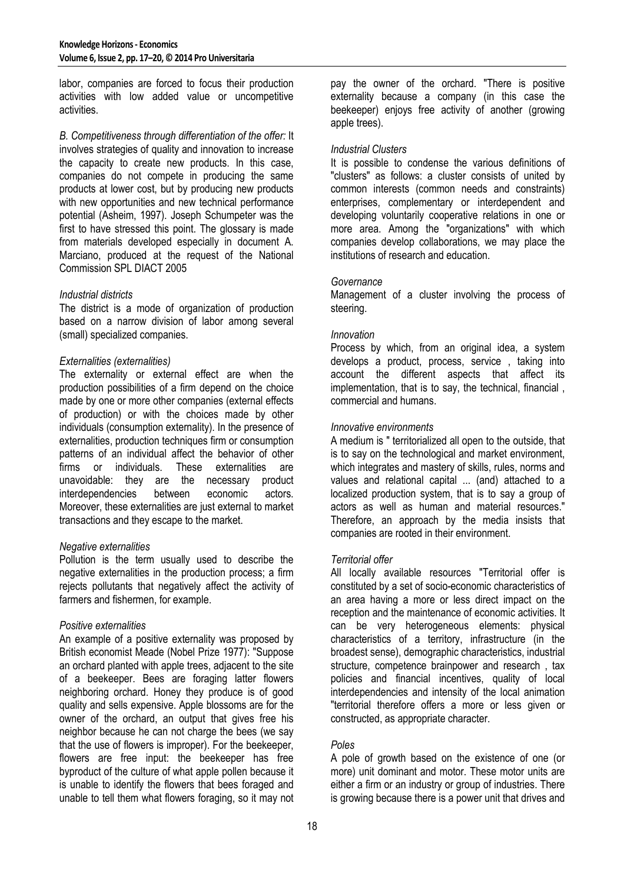labor, companies are forced to focus their production activities with low added value or uncompetitive activities.

*B. Competitiveness through differentiation of the offer:* It involves strategies of quality and innovation to increase the capacity to create new products. In this case, companies do not compete in producing the same products at lower cost, but by producing new products with new opportunities and new technical performance potential (Asheim, 1997). Joseph Schumpeter was the first to have stressed this point. The glossary is made from materials developed especially in document A. Marciano, produced at the request of the National Commission SPL DIACT 2005

*Industrial districts*

The district is a mode of organization of production based on a narrow division of labor among several (small) specialized companies.

*Externalities (externalities)*

The externality or external effect are when the production possibilities of a firm depend on the choice made by one or more other companies (external effects of production) or with the choices made by other individuals (consumption externality). In the presence of externalities, production techniques firm or consumption patterns of an individual affect the behavior of other firms or individuals. These externalities are unavoidable: they are the necessary product interdependencies between economic actors. Moreover, these externalities are just external to market transactions and they escape to the market.

*Negative externalities*

Pollution is the term usually used to describe the negative externalities in the production process; a firm rejects pollutants that negatively affect the activity of farmers and fishermen, for example.

*Positive externalities*

An example of a positive externality was proposed by British economist Meade (Nobel Prize 1977): "Suppose an orchard planted with apple trees, adjacent to the site of a beekeeper. Bees are foraging latter flowers neighboring orchard. Honey they produce is of good quality and sells expensive. Apple blossoms are for the owner of the orchard, an output that gives free his neighbor because he can not charge the bees (we say that the use of flowers is improper). For the beekeeper, flowers are free input: the beekeeper has free byproduct of the culture of what apple pollen because it is unable to identify the flowers that bees foraged and unable to tell them what flowers foraging, so it may not pay the owner of the orchard. "There is positive externality because a company (in this case the beekeeper) enjoys free activity of another (growing apple trees).

*Industrial Clusters*

It is possible to condense the various definitions of "clusters" as follows: a cluster consists of united by common interests (common needs and constraints) enterprises, complementary or interdependent and developing voluntarily cooperative relations in one or more area. Among the "organizations" with which companies develop collaborations, we may place the institutions of research and education.

*Governance*

Management of a cluster involving the process of steering.

*Innovation*

Process by which, from an original idea, a system develops a product, process, service , taking into account the different aspects that affect its implementation, that is to say, the technical, financial , commercial and humans.

*Innovative environments*

A medium is " territorialized all open to the outside, that is to say on the technological and market environment, which integrates and mastery of skills, rules, norms and values and relational capital ... (and) attached to a localized production system, that is to say a group of actors as well as human and material resources." Therefore, an approach by the media insists that companies are rooted in their environment.

*Territorial offer*

All locally available resources "Territorial offer is constituted by a set of socio-economic characteristics of an area having a more or less direct impact on the reception and the maintenance of economic activities. It can be very heterogeneous elements: physical characteristics of a territory, infrastructure (in the broadest sense), demographic characteristics, industrial structure, competence brainpower and research , tax policies and financial incentives, quality of local interdependencies and intensity of the local animation "territorial therefore offers a more or less given or constructed, as appropriate character.

*Poles*

A pole of growth based on the existence of one (or more) unit dominant and motor. These motor units are either a firm or an industry or group of industries. There is growing because there is a power unit that drives and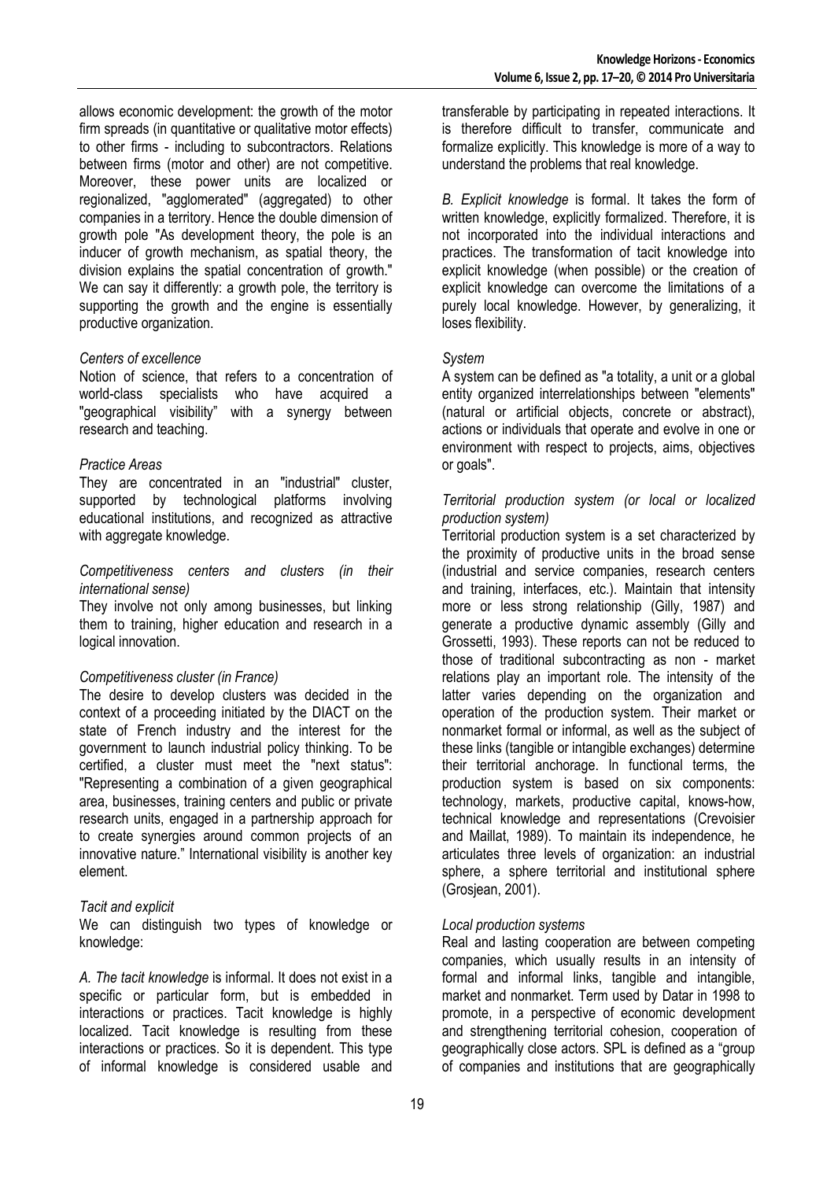allows economic development: the growth of the motor firm spreads (in quantitative or qualitative motor effects) to other firms - including to subcontractors. Relations between firms (motor and other) are not competitive. Moreover, these power units are localized or regionalized, "agglomerated" (aggregated) to other companies in a territory. Hence the double dimension of growth pole "As development theory, the pole is an inducer of growth mechanism, as spatial theory, the division explains the spatial concentration of growth." We can say it differently: a growth pole, the territory is supporting the growth and the engine is essentially productive organization.

*Centers of excellence*

Notion of science, that refers to a concentration of world-class specialists who have acquired a "geographical visibility" with a synergy between research and teaching.

*Practice Areas*

They are concentrated in an "industrial" cluster, supported by technological platforms involving educational institutions, and recognized as attractive with aggregate knowledge.

*Competitiveness centers and clusters (in their international sense)*

They involve not only among businesses, but linking them to training, higher education and research in a logical innovation.

*Competitiveness cluster (in France)*

The desire to develop clusters was decided in the context of a proceeding initiated by the DIACT on the state of French industry and the interest for the government to launch industrial policy thinking. To be certified, a cluster must meet the "next status": "Representing a combination of a given geographical area, businesses, training centers and public or private research units, engaged in a partnership approach for to create synergies around common projects of an innovative nature." International visibility is another key element.

*Tacit and explicit*

We can distinguish two types of knowledge or knowledge:

*A. The tacit knowledge* is informal. It does not exist in a specific or particular form, but is embedded in interactions or practices. Tacit knowledge is highly localized. Tacit knowledge is resulting from these interactions or practices. So it is dependent. This type of informal knowledge is considered usable and transferable by participating in repeated interactions. It is therefore difficult to transfer, communicate and formalize explicitly. This knowledge is more of a way to understand the problems that real knowledge.

*B. Explicit knowledge* is formal. It takes the form of written knowledge, explicitly formalized. Therefore, it is not incorporated into the individual interactions and practices. The transformation of tacit knowledge into explicit knowledge (when possible) or the creation of explicit knowledge can overcome the limitations of a purely local knowledge. However, by generalizing, it loses flexibility.

*System*

A system can be defined as "a totality, a unit or a global entity organized interrelationships between "elements" (natural or artificial objects, concrete or abstract), actions or individuals that operate and evolve in one or environment with respect to projects, aims, objectives or goals".

*Territorial production system (or local or localized production system)*

Territorial production system is a set characterized by the proximity of productive units in the broad sense (industrial and service companies, research centers and training, interfaces, etc.). Maintain that intensity more or less strong relationship (Gilly, 1987) and generate a productive dynamic assembly (Gilly and Grossetti, 1993). These reports can not be reduced to those of traditional subcontracting as non - market relations play an important role. The intensity of the latter varies depending on the organization and operation of the production system. Their market or nonmarket formal or informal, as well as the subject of these links (tangible or intangible exchanges) determine their territorial anchorage. In functional terms, the production system is based on six components: technology, markets, productive capital, knows-how, technical knowledge and representations (Crevoisier and Maillat, 1989). To maintain its independence, he articulates three levels of organization: an industrial sphere, a sphere territorial and institutional sphere (Grosjean, 2001).

*Local production systems*

Real and lasting cooperation are between competing companies, which usually results in an intensity of formal and informal links, tangible and intangible, market and nonmarket. Term used by Datar in 1998 to promote, in a perspective of economic development and strengthening territorial cohesion, cooperation of geographically close actors. SPL is defined as a "group of companies and institutions that are geographically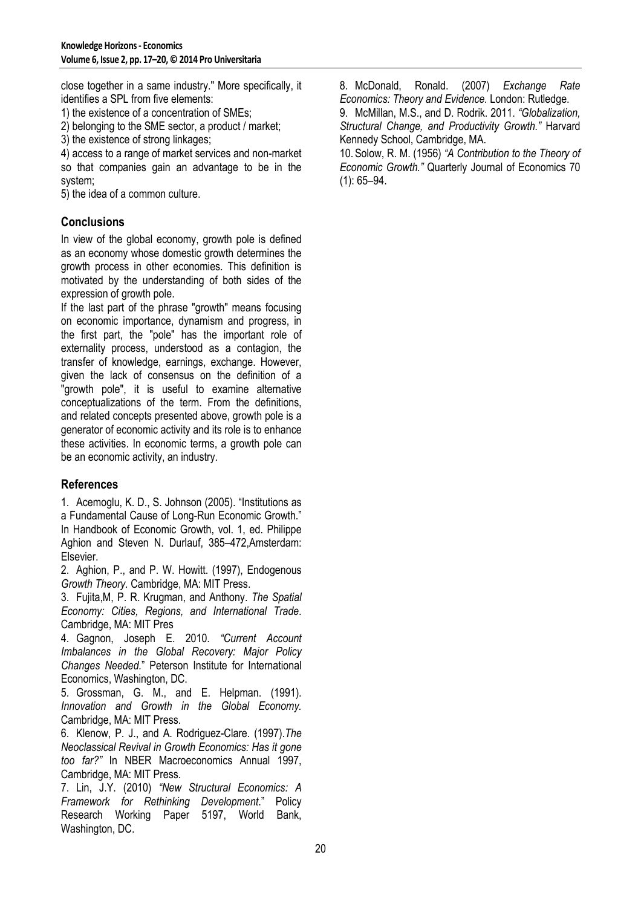close together in a same industry." More specifically, it identifies a SPL from five elements:

1) the existence of a concentration of SMEs;
2) belonging to the SME sector, a product / market;
3) the existence of strong linkages;
4) access to a range of market services and non-market so that companies gain an advantage to be in the system;
5) the idea of a common culture.

## Conclusions

In view of the global economy, growth pole is defined as an economy whose domestic growth determines the growth process in other economies. This definition is motivated by the understanding of both sides of the expression of growth pole.

If the last part of the phrase "growth" means focusing on economic importance, dynamism and progress, in the first part, the "pole" has the important role of externality process, understood as a contagion, the transfer of knowledge, earnings, exchange. However, given the lack of consensus on the definition of a "growth pole", it is useful to examine alternative conceptualizations of the term. From the definitions, and related concepts presented above, growth pole is a generator of economic activity and its role is to enhance these activities. In economic terms, a growth pole can be an economic activity, an industry.

## References

1. Acemoglu, K. D., S. Johnson (2005). "Institutions as a Fundamental Cause of Long-Run Economic Growth." In Handbook of Economic Growth, vol. 1, ed. Philippe Aghion and Steven N. Durlauf, 385–472,Amsterdam: Elsevier.
2. Aghion, P., and P. W. Howitt. (1997), Endogenous *Growth Theory*. Cambridge, MA: MIT Press.
3. Fujita,M, P. R. Krugman, and Anthony. *The Spatial Economy: Cities, Regions, and International Trade*. Cambridge, MA: MIT Pres
4. Gagnon, Joseph E. 2010. *"Current Account Imbalances in the Global Recovery: Major Policy Changes Needed*." Peterson Institute for International Economics, Washington, DC.
5. Grossman, G. M., and E. Helpman. (1991). *Innovation and Growth in the Global Economy.* Cambridge, MA: MIT Press.
6. Klenow, P. J., and A. Rodriguez-Clare. (1997).*The Neoclassical Revival in Growth Economics: Has it gone too far?"* In NBER Macroeconomics Annual 1997, Cambridge, MA: MIT Press.
7. Lin, J.Y. (2010) *"New Structural Economics: A Framework for Rethinking Development*." Policy Research Working Paper 5197, World Bank, Washington, DC.
8. McDonald, Ronald. (2007) *Exchange Rate Economics: Theory and Evidence.* London: Rutledge.
9. McMillan, M.S., and D. Rodrik. 2011. *"Globalization, Structural Change, and Productivity Growth."* Harvard Kennedy School, Cambridge, MA.
10. Solow, R. M. (1956) *"A Contribution to the Theory of Economic Growth."* Quarterly Journal of Economics 70 (1): 65–94.